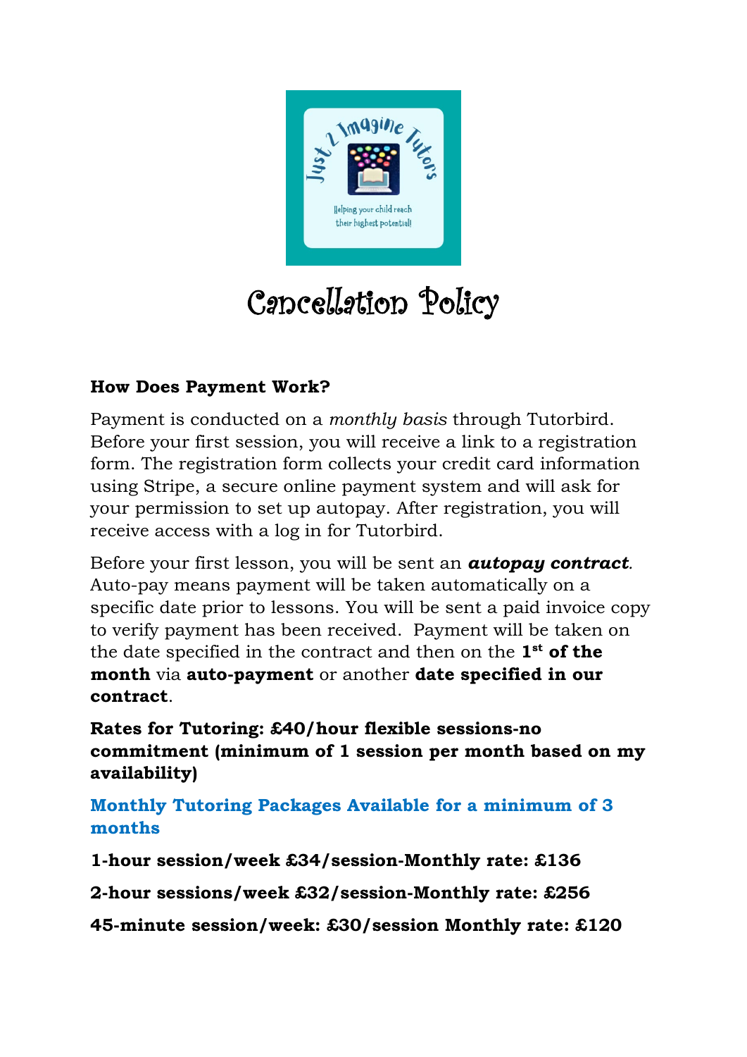# Cancellation Policy

**How Does Payment Work?**

Payment is conducted on a *monthly basis* through Tutorbird. Before your first session, you will receive a link to a registration form. The registration form collects your credit card information using Stripe, a secure online payment system and will ask for your permission to set up autopay. After registration, you will receive access with a log in for Tutorbird.

Before your first lesson, you will be sent an ***autopay contract***. Auto-pay means payment will be taken automatically on a specific date prior to lessons. You will be sent a paid invoice copy to verify payment has been received. Payment will be taken on the date specified in the contract and then on the **1st of the month** via **auto-payment** or another **date specified in our contract**.

**Rates for Tutoring: £40/hour flexible sessions-no commitment (minimum of 1 session per month based on my availability)**

**Monthly Tutoring Packages Available for a minimum of 3 months**

**1-hour session/week £34/session-Monthly rate: £136**

**2-hour sessions/week £32/session-Monthly rate: £256**

**45-minute session/week: £30/session Monthly rate: £120**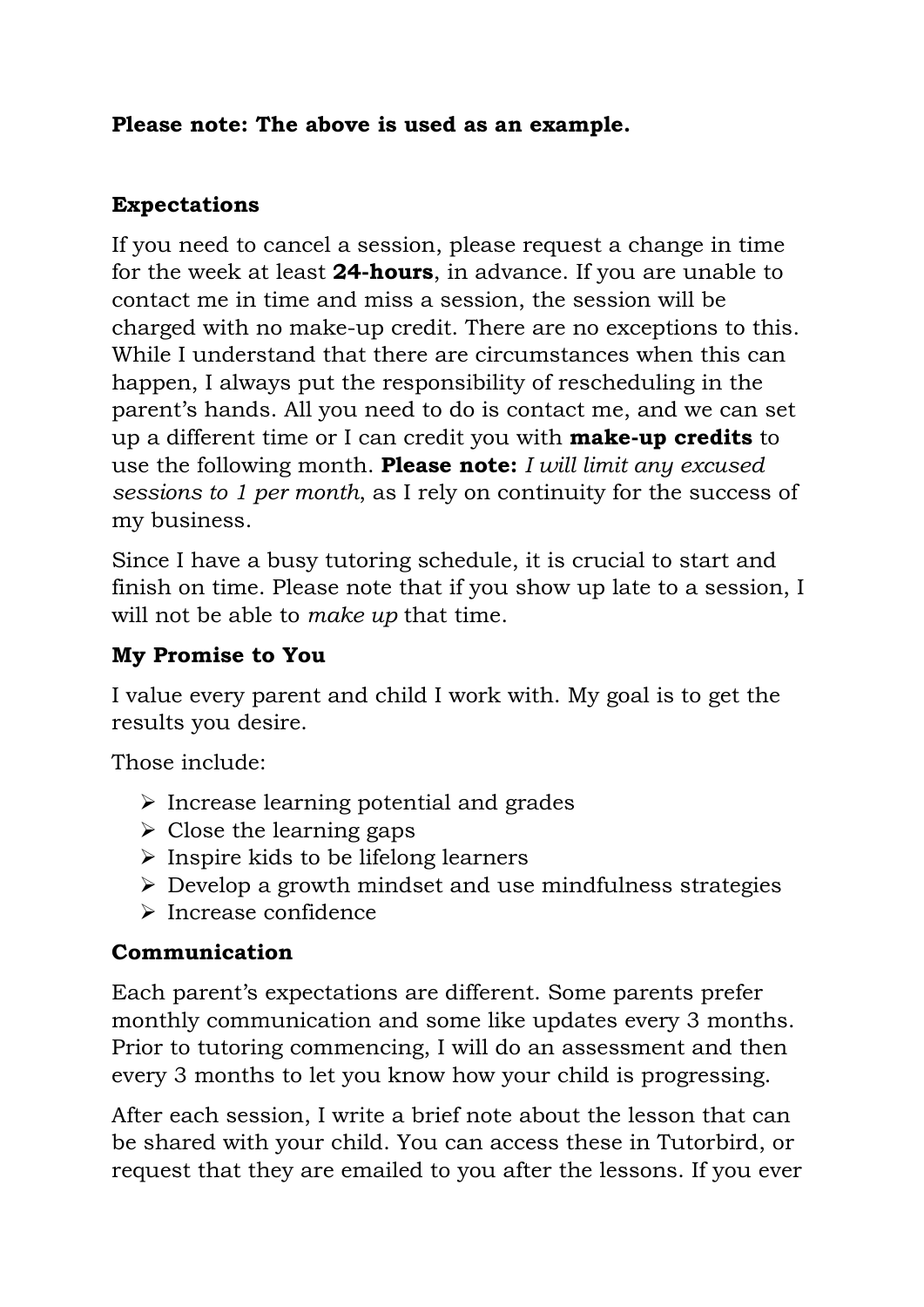**Please note: The above is used as an example.**

**Expectations**

If you need to cancel a session, please request a change in time for the week at least **24-hours**, in advance. If you are unable to contact me in time and miss a session, the session will be charged with no make-up credit. There are no exceptions to this. While I understand that there are circumstances when this can happen, I always put the responsibility of rescheduling in the parent's hands. All you need to do is contact me, and we can set up a different time or I can credit you with **make-up credits** to use the following month. **Please note:** *I will limit any excused sessions to 1 per month*, as I rely on continuity for the success of my business.

Since I have a busy tutoring schedule, it is crucial to start and finish on time. Please note that if you show up late to a session, I will not be able to *make up* that time.

**My Promise to You**

I value every parent and child I work with. My goal is to get the results you desire.

Those include:

- Increase learning potential and grades
- Close the learning gaps
- Inspire kids to be lifelong learners
- Develop a growth mindset and use mindfulness strategies
- Increase confidence

**Communication**

Each parent's expectations are different. Some parents prefer monthly communication and some like updates every 3 months. Prior to tutoring commencing, I will do an assessment and then every 3 months to let you know how your child is progressing.

After each session, I write a brief note about the lesson that can be shared with your child. You can access these in Tutorbird, or request that they are emailed to you after the lessons. If you ever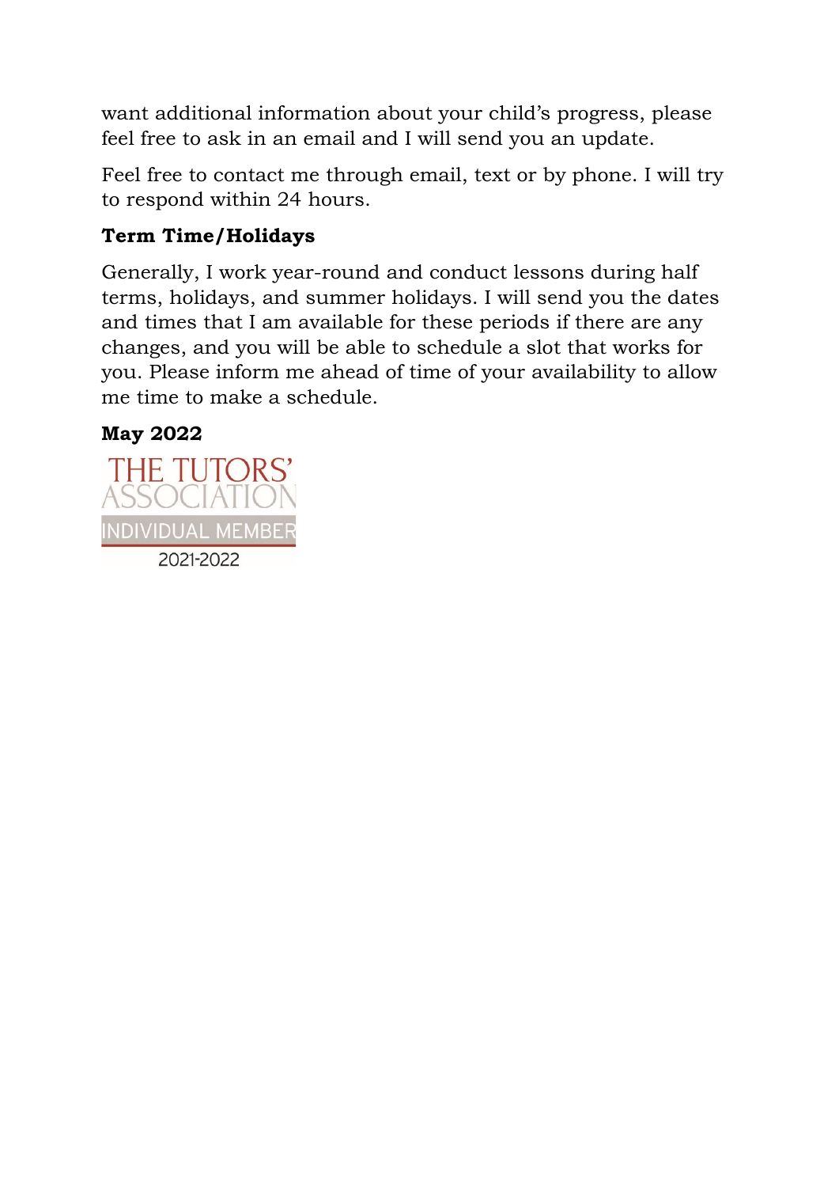want additional information about your child's progress, please feel free to ask in an email and I will send you an update.

Feel free to contact me through email, text or by phone. I will try to respond within 24 hours.

**Term Time/Holidays**

Generally, I work year-round and conduct lessons during half terms, holidays, and summer holidays. I will send you the dates and times that I am available for these periods if there are any changes, and you will be able to schedule a slot that works for you. Please inform me ahead of time of your availability to allow me time to make a schedule.

**May 2022**

THE TUTORS' ASSOCIATION
INDIVIDUAL MEMBER
2021-2022